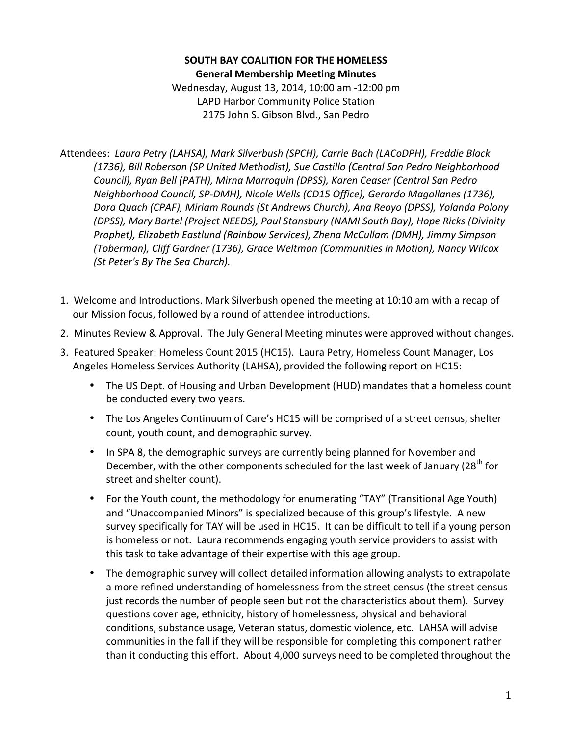**SOUTH BAY COALITION FOR THE HOMELESS**
**General Membership Meeting Minutes**
Wednesday, August 13, 2014, 10:00 am -12:00 pm
LAPD Harbor Community Police Station
2175 John S. Gibson Blvd., San Pedro

Attendees: *Laura Petry (LAHSA), Mark Silverbush (SPCH), Carrie Bach (LACoDPH), Freddie Black (1736), Bill Roberson (SP United Methodist), Sue Castillo (Central San Pedro Neighborhood Council), Ryan Bell (PATH), Mirna Marroquin (DPSS), Karen Ceaser (Central San Pedro Neighborhood Council, SP-DMH), Nicole Wells (CD15 Office), Gerardo Magallanes (1736), Dora Quach (CPAF), Miriam Rounds (St Andrews Church), Ana Reoyo (DPSS), Yolanda Polony (DPSS), Mary Bartel (Project NEEDS), Paul Stansbury (NAMI South Bay), Hope Ricks (Divinity Prophet), Elizabeth Eastlund (Rainbow Services), Zhena McCullam (DMH), Jimmy Simpson (Toberman), Cliff Gardner (1736), Grace Weltman (Communities in Motion), Nancy Wilcox (St Peter's By The Sea Church).*

1. Welcome and Introductions. Mark Silverbush opened the meeting at 10:10 am with a recap of our Mission focus, followed by a round of attendee introductions.
2. Minutes Review & Approval. The July General Meeting minutes were approved without changes.
3. Featured Speaker: Homeless Count 2015 (HC15). Laura Petry, Homeless Count Manager, Los Angeles Homeless Services Authority (LAHSA), provided the following report on HC15:
   - The US Dept. of Housing and Urban Development (HUD) mandates that a homeless count be conducted every two years.
   - The Los Angeles Continuum of Care's HC15 will be comprised of a street census, shelter count, youth count, and demographic survey.
   - In SPA 8, the demographic surveys are currently being planned for November and December, with the other components scheduled for the last week of January (28th for street and shelter count).
   - For the Youth count, the methodology for enumerating "TAY" (Transitional Age Youth) and "Unaccompanied Minors" is specialized because of this group's lifestyle. A new survey specifically for TAY will be used in HC15. It can be difficult to tell if a young person is homeless or not. Laura recommends engaging youth service providers to assist with this task to take advantage of their expertise with this age group.
   - The demographic survey will collect detailed information allowing analysts to extrapolate a more refined understanding of homelessness from the street census (the street census just records the number of people seen but not the characteristics about them). Survey questions cover age, ethnicity, history of homelessness, physical and behavioral conditions, substance usage, Veteran status, domestic violence, etc. LAHSA will advise communities in the fall if they will be responsible for completing this component rather than it conducting this effort. About 4,000 surveys need to be completed throughout the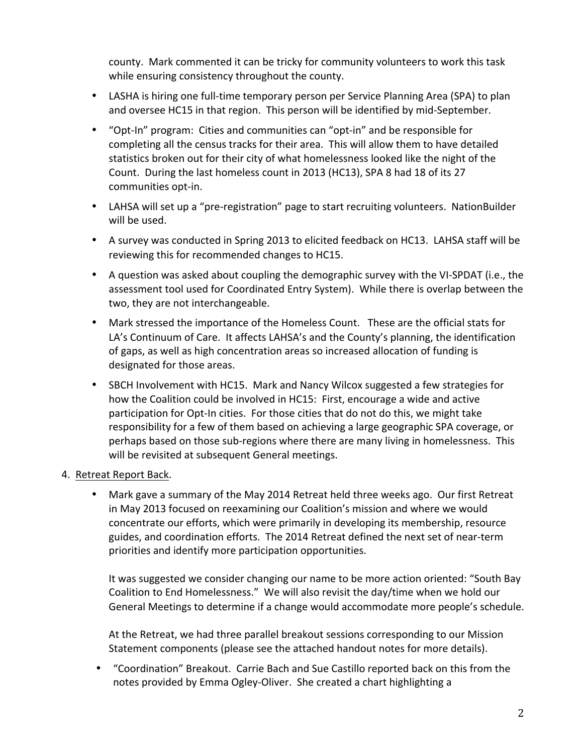county. Mark commented it can be tricky for community volunteers to work this task while ensuring consistency throughout the county.

- LASHA is hiring one full-time temporary person per Service Planning Area (SPA) to plan and oversee HC15 in that region. This person will be identified by mid-September.
- "Opt-In" program: Cities and communities can "opt-in" and be responsible for completing all the census tracks for their area. This will allow them to have detailed statistics broken out for their city of what homelessness looked like the night of the Count. During the last homeless count in 2013 (HC13), SPA 8 had 18 of its 27 communities opt-in.
- LAHSA will set up a "pre-registration" page to start recruiting volunteers. NationBuilder will be used.
- A survey was conducted in Spring 2013 to elicited feedback on HC13. LAHSA staff will be reviewing this for recommended changes to HC15.
- A question was asked about coupling the demographic survey with the VI-SPDAT (i.e., the assessment tool used for Coordinated Entry System). While there is overlap between the two, they are not interchangeable.
- Mark stressed the importance of the Homeless Count. These are the official stats for LA's Continuum of Care. It affects LAHSA's and the County's planning, the identification of gaps, as well as high concentration areas so increased allocation of funding is designated for those areas.
- SBCH Involvement with HC15. Mark and Nancy Wilcox suggested a few strategies for how the Coalition could be involved in HC15: First, encourage a wide and active participation for Opt-In cities. For those cities that do not do this, we might take responsibility for a few of them based on achieving a large geographic SPA coverage, or perhaps based on those sub-regions where there are many living in homelessness. This will be revisited at subsequent General meetings.

4. Retreat Report Back.

- Mark gave a summary of the May 2014 Retreat held three weeks ago. Our first Retreat in May 2013 focused on reexamining our Coalition's mission and where we would concentrate our efforts, which were primarily in developing its membership, resource guides, and coordination efforts. The 2014 Retreat defined the next set of near-term priorities and identify more participation opportunities.

  It was suggested we consider changing our name to be more action oriented: "South Bay Coalition to End Homelessness." We will also revisit the day/time when we hold our General Meetings to determine if a change would accommodate more people's schedule.

  At the Retreat, we had three parallel breakout sessions corresponding to our Mission Statement components (please see the attached handout notes for more details).

- "Coordination" Breakout. Carrie Bach and Sue Castillo reported back on this from the notes provided by Emma Ogley-Oliver. She created a chart highlighting a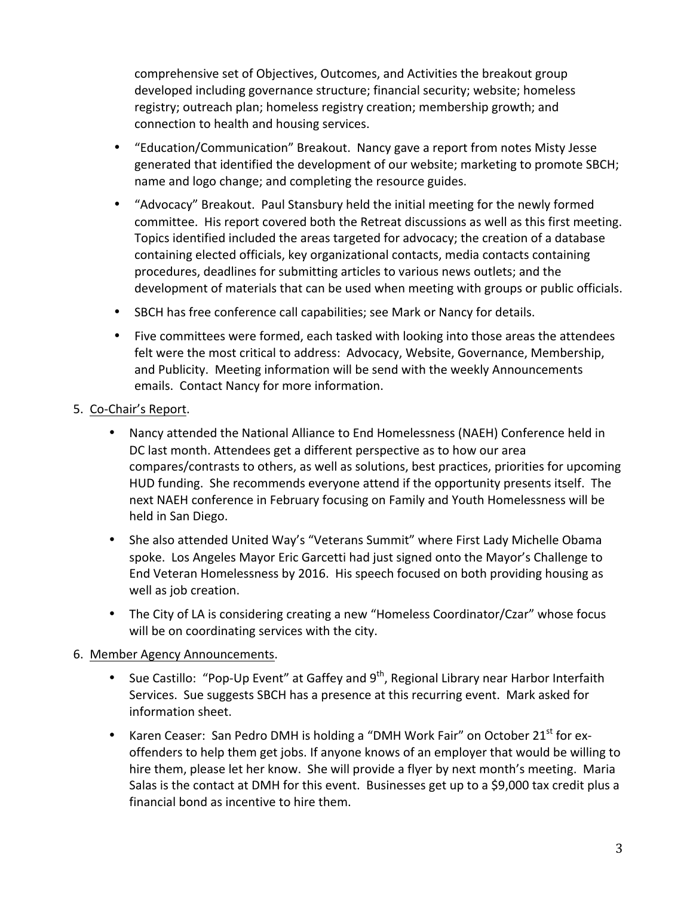comprehensive set of Objectives, Outcomes, and Activities the breakout group developed including governance structure; financial security; website; homeless registry; outreach plan; homeless registry creation; membership growth; and connection to health and housing services.

- "Education/Communication" Breakout. Nancy gave a report from notes Misty Jesse generated that identified the development of our website; marketing to promote SBCH; name and logo change; and completing the resource guides.
- "Advocacy" Breakout. Paul Stansbury held the initial meeting for the newly formed committee. His report covered both the Retreat discussions as well as this first meeting. Topics identified included the areas targeted for advocacy; the creation of a database containing elected officials, key organizational contacts, media contacts containing procedures, deadlines for submitting articles to various news outlets; and the development of materials that can be used when meeting with groups or public officials.
- SBCH has free conference call capabilities; see Mark or Nancy for details.
- Five committees were formed, each tasked with looking into those areas the attendees felt were the most critical to address: Advocacy, Website, Governance, Membership, and Publicity. Meeting information will be send with the weekly Announcements emails. Contact Nancy for more information.

5. <u>Co-Chair's Report</u>.

- Nancy attended the National Alliance to End Homelessness (NAEH) Conference held in DC last month. Attendees get a different perspective as to how our area compares/contrasts to others, as well as solutions, best practices, priorities for upcoming HUD funding. She recommends everyone attend if the opportunity presents itself. The next NAEH conference in February focusing on Family and Youth Homelessness will be held in San Diego.
- She also attended United Way's "Veterans Summit" where First Lady Michelle Obama spoke. Los Angeles Mayor Eric Garcetti had just signed onto the Mayor's Challenge to End Veteran Homelessness by 2016. His speech focused on both providing housing as well as job creation.
- The City of LA is considering creating a new "Homeless Coordinator/Czar" whose focus will be on coordinating services with the city.

6. <u>Member Agency Announcements</u>.

- Sue Castillo: "Pop-Up Event" at Gaffey and 9th, Regional Library near Harbor Interfaith Services. Sue suggests SBCH has a presence at this recurring event. Mark asked for information sheet.
- Karen Ceaser: San Pedro DMH is holding a "DMH Work Fair" on October 21st for ex-offenders to help them get jobs. If anyone knows of an employer that would be willing to hire them, please let her know. She will provide a flyer by next month's meeting. Maria Salas is the contact at DMH for this event. Businesses get up to a $9,000 tax credit plus a financial bond as incentive to hire them.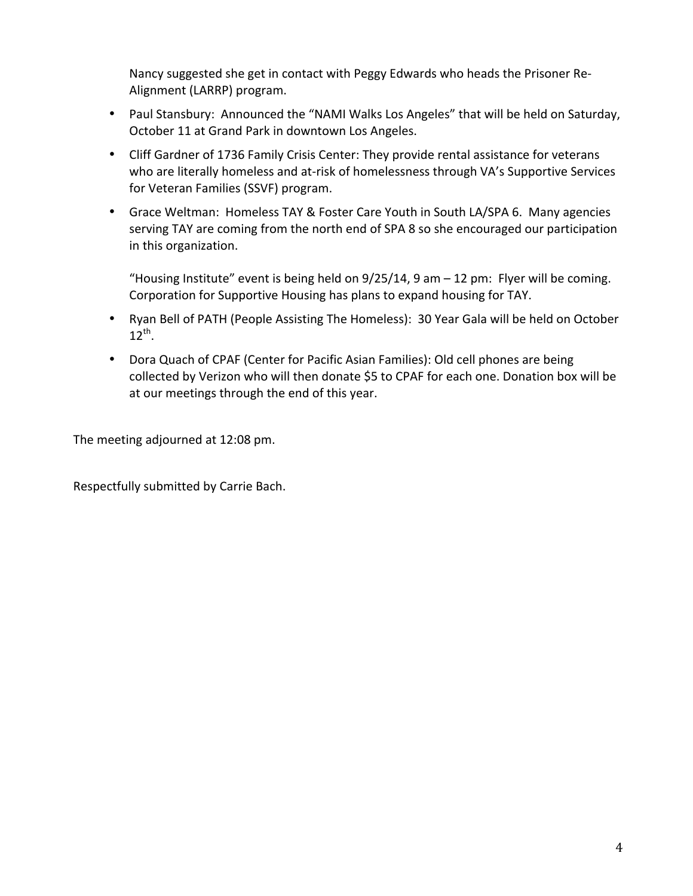Nancy suggested she get in contact with Peggy Edwards who heads the Prisoner Re-Alignment (LARRP) program.

- Paul Stansbury: Announced the "NAMI Walks Los Angeles" that will be held on Saturday, October 11 at Grand Park in downtown Los Angeles.
- Cliff Gardner of 1736 Family Crisis Center: They provide rental assistance for veterans who are literally homeless and at-risk of homelessness through VA's Supportive Services for Veteran Families (SSVF) program.
- Grace Weltman: Homeless TAY & Foster Care Youth in South LA/SPA 6. Many agencies serving TAY are coming from the north end of SPA 8 so she encouraged our participation in this organization.

  "Housing Institute" event is being held on 9/25/14, 9 am – 12 pm: Flyer will be coming. Corporation for Supportive Housing has plans to expand housing for TAY.
- Ryan Bell of PATH (People Assisting The Homeless): 30 Year Gala will be held on October 12th.
- Dora Quach of CPAF (Center for Pacific Asian Families): Old cell phones are being collected by Verizon who will then donate $5 to CPAF for each one. Donation box will be at our meetings through the end of this year.

The meeting adjourned at 12:08 pm.

Respectfully submitted by Carrie Bach.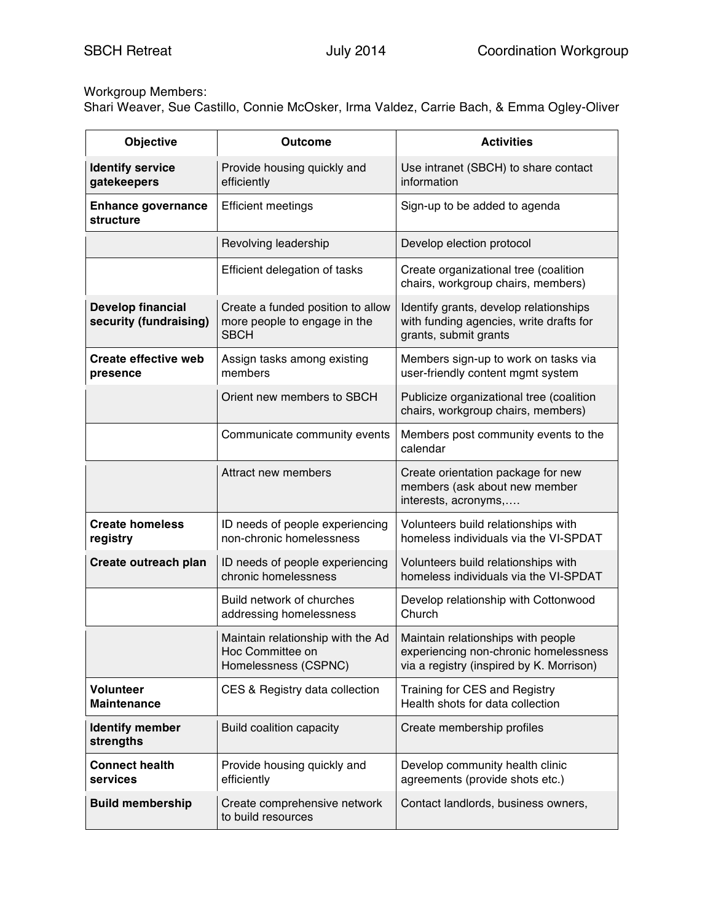SBCH Retreat July 2014 Coordination Workgroup

Workgroup Members:
Shari Weaver, Sue Castillo, Connie McOsker, Irma Valdez, Carrie Bach, & Emma Ogley-Oliver

| Objective | Outcome | Activities |
|---|---|---|
| **Identify service gatekeepers** | Provide housing quickly and efficiently | Use intranet (SBCH) to share contact information |
| **Enhance governance structure** | Efficient meetings | Sign-up to be added to agenda |
| | Revolving leadership | Develop election protocol |
| | Efficient delegation of tasks | Create organizational tree (coalition chairs, workgroup chairs, members) |
| **Develop financial security (fundraising)** | Create a funded position to allow more people to engage in the SBCH | Identify grants, develop relationships with funding agencies, write drafts for grants, submit grants |
| **Create effective web presence** | Assign tasks among existing members | Members sign-up to work on tasks via user-friendly content mgmt system |
| | Orient new members to SBCH | Publicize organizational tree (coalition chairs, workgroup chairs, members) |
| | Communicate community events | Members post community events to the calendar |
| | Attract new members | Create orientation package for new members (ask about new member interests, acronyms,…. |
| **Create homeless registry** | ID needs of people experiencing non-chronic homelessness | Volunteers build relationships with homeless individuals via the VI-SPDAT |
| **Create outreach plan** | ID needs of people experiencing chronic homelessness | Volunteers build relationships with homeless individuals via the VI-SPDAT |
| | Build network of churches addressing homelessness | Develop relationship with Cottonwood Church |
| | Maintain relationship with the Ad Hoc Committee on Homelessness (CSPNC) | Maintain relationships with people experiencing non-chronic homelessness via a registry (inspired by K. Morrison) |
| **Volunteer Maintenance** | CES & Registry data collection | Training for CES and Registry<br>Health shots for data collection |
| **Identify member strengths** | Build coalition capacity | Create membership profiles |
| **Connect health services** | Provide housing quickly and efficiently | Develop community health clinic agreements (provide shots etc.) |
| **Build membership** | Create comprehensive network to build resources | Contact landlords, business owners, |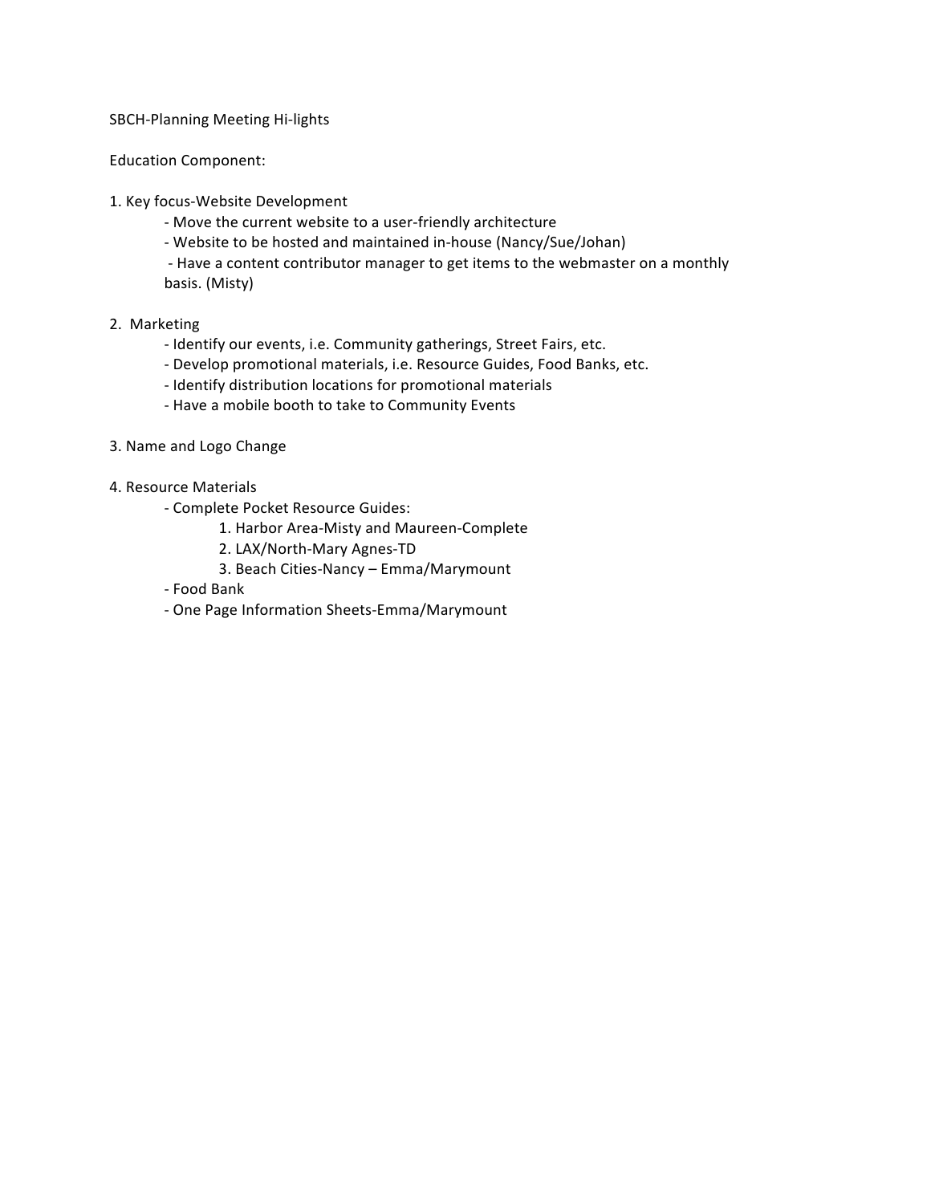SBCH-Planning Meeting Hi-lights

Education Component:

1. Key focus-Website Development
    - Move the current website to a user-friendly architecture
    - Website to be hosted and maintained in-house (Nancy/Sue/Johan)
    - Have a content contributor manager to get items to the webmaster on a monthly basis. (Misty)

2. Marketing
    - Identify our events, i.e. Community gatherings, Street Fairs, etc.
    - Develop promotional materials, i.e. Resource Guides, Food Banks, etc.
    - Identify distribution locations for promotional materials
    - Have a mobile booth to take to Community Events

3. Name and Logo Change

4. Resource Materials
    - Complete Pocket Resource Guides:
        1. Harbor Area-Misty and Maureen-Complete
        2. LAX/North-Mary Agnes-TD
        3. Beach Cities-Nancy – Emma/Marymount
    - Food Bank
    - One Page Information Sheets-Emma/Marymount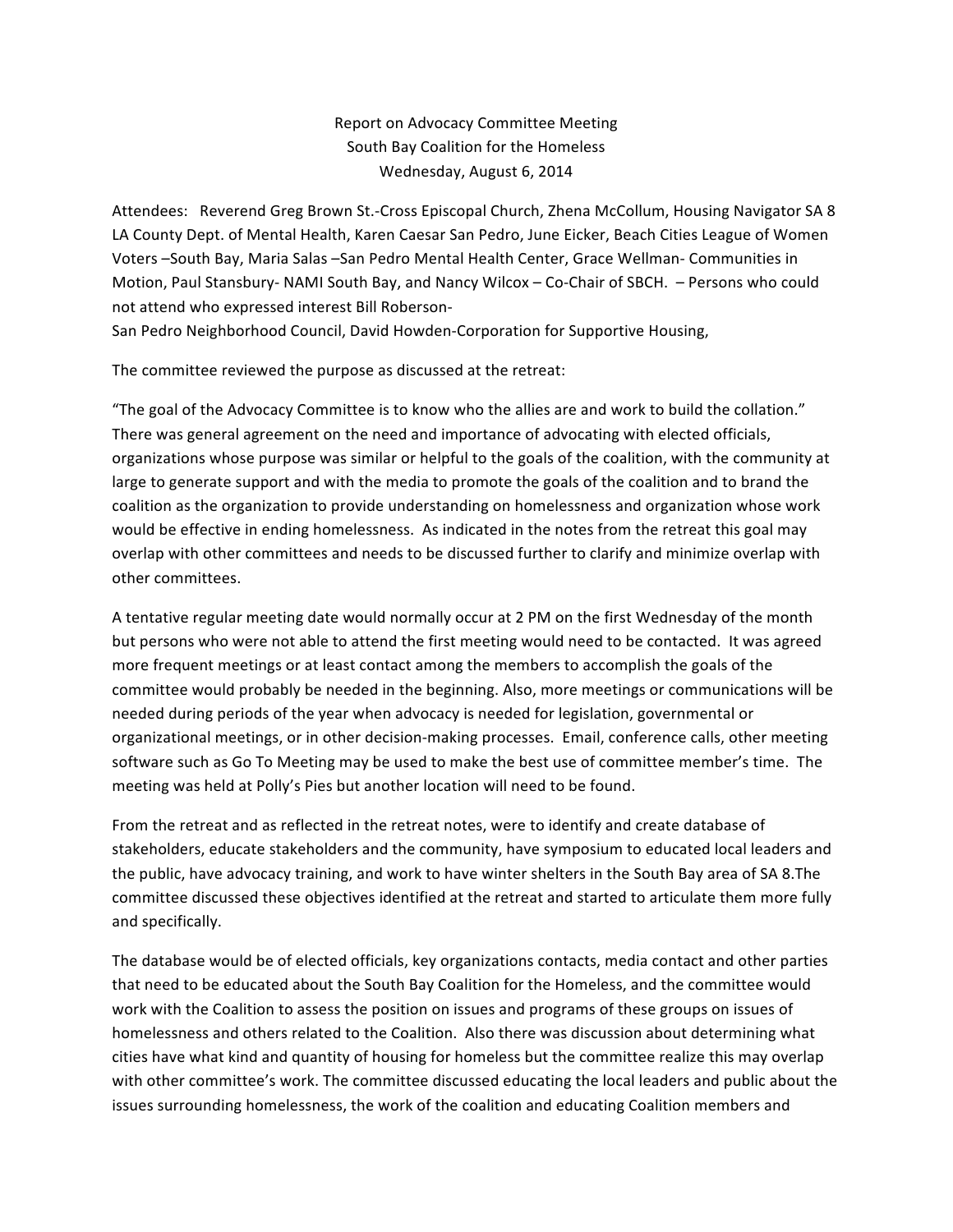Report on Advocacy Committee Meeting
South Bay Coalition for the Homeless
Wednesday, August 6, 2014

Attendees: Reverend Greg Brown St.-Cross Episcopal Church, Zhena McCollum, Housing Navigator SA 8 LA County Dept. of Mental Health, Karen Caesar San Pedro, June Eicker, Beach Cities League of Women Voters –South Bay, Maria Salas –San Pedro Mental Health Center, Grace Wellman- Communities in Motion, Paul Stansbury- NAMI South Bay, and Nancy Wilcox – Co-Chair of SBCH. – Persons who could not attend who expressed interest Bill Roberson-
San Pedro Neighborhood Council, David Howden-Corporation for Supportive Housing,

The committee reviewed the purpose as discussed at the retreat:

"The goal of the Advocacy Committee is to know who the allies are and work to build the collation." There was general agreement on the need and importance of advocating with elected officials, organizations whose purpose was similar or helpful to the goals of the coalition, with the community at large to generate support and with the media to promote the goals of the coalition and to brand the coalition as the organization to provide understanding on homelessness and organization whose work would be effective in ending homelessness. As indicated in the notes from the retreat this goal may overlap with other committees and needs to be discussed further to clarify and minimize overlap with other committees.

A tentative regular meeting date would normally occur at 2 PM on the first Wednesday of the month but persons who were not able to attend the first meeting would need to be contacted. It was agreed more frequent meetings or at least contact among the members to accomplish the goals of the committee would probably be needed in the beginning. Also, more meetings or communications will be needed during periods of the year when advocacy is needed for legislation, governmental or organizational meetings, or in other decision-making processes. Email, conference calls, other meeting software such as Go To Meeting may be used to make the best use of committee member's time. The meeting was held at Polly's Pies but another location will need to be found.

From the retreat and as reflected in the retreat notes, were to identify and create database of stakeholders, educate stakeholders and the community, have symposium to educated local leaders and the public, have advocacy training, and work to have winter shelters in the South Bay area of SA 8.The committee discussed these objectives identified at the retreat and started to articulate them more fully and specifically.

The database would be of elected officials, key organizations contacts, media contact and other parties that need to be educated about the South Bay Coalition for the Homeless, and the committee would work with the Coalition to assess the position on issues and programs of these groups on issues of homelessness and others related to the Coalition. Also there was discussion about determining what cities have what kind and quantity of housing for homeless but the committee realize this may overlap with other committee's work. The committee discussed educating the local leaders and public about the issues surrounding homelessness, the work of the coalition and educating Coalition members and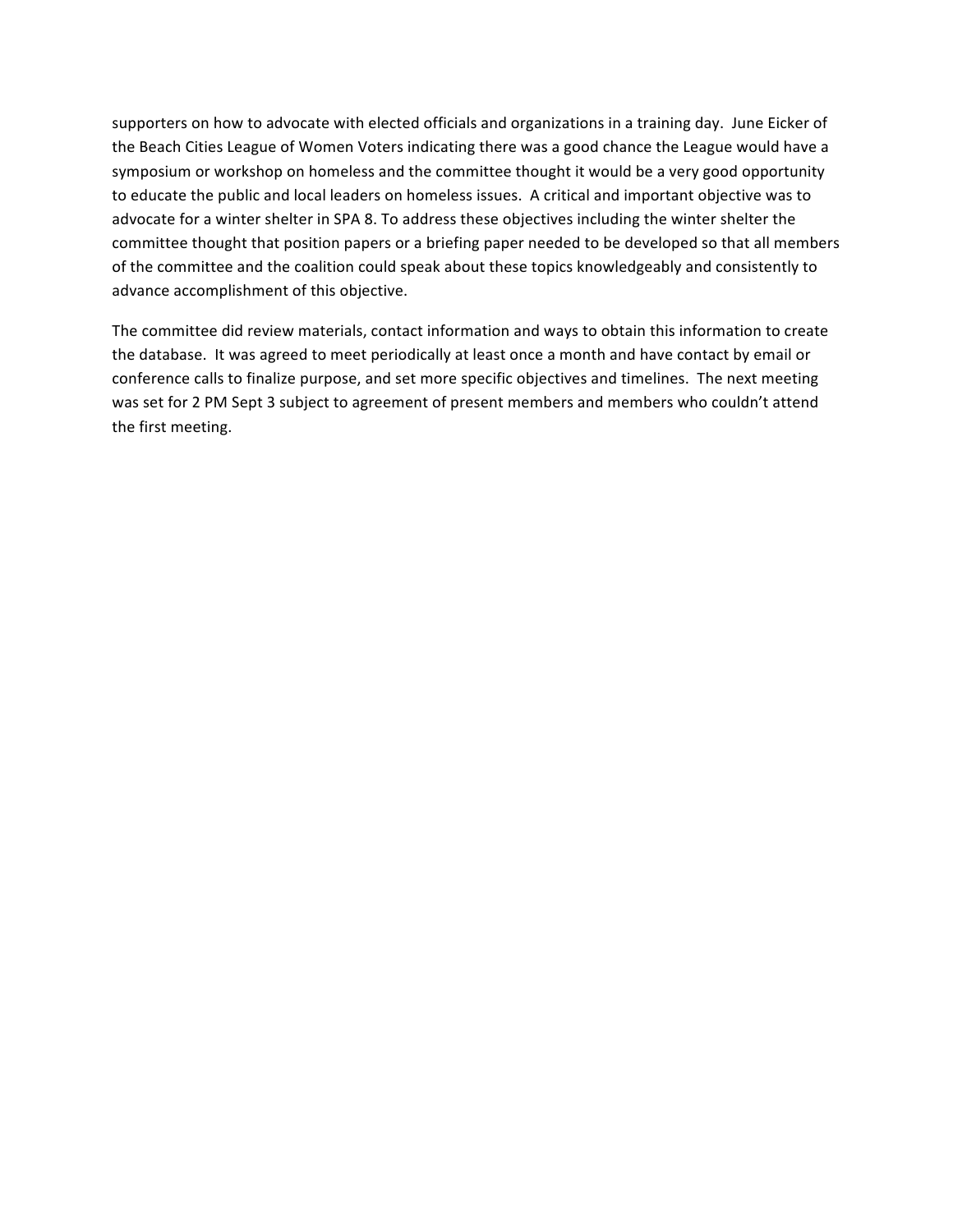supporters on how to advocate with elected officials and organizations in a training day. June Eicker of the Beach Cities League of Women Voters indicating there was a good chance the League would have a symposium or workshop on homeless and the committee thought it would be a very good opportunity to educate the public and local leaders on homeless issues. A critical and important objective was to advocate for a winter shelter in SPA 8. To address these objectives including the winter shelter the committee thought that position papers or a briefing paper needed to be developed so that all members of the committee and the coalition could speak about these topics knowledgeably and consistently to advance accomplishment of this objective.

The committee did review materials, contact information and ways to obtain this information to create the database. It was agreed to meet periodically at least once a month and have contact by email or conference calls to finalize purpose, and set more specific objectives and timelines. The next meeting was set for 2 PM Sept 3 subject to agreement of present members and members who couldn't attend the first meeting.